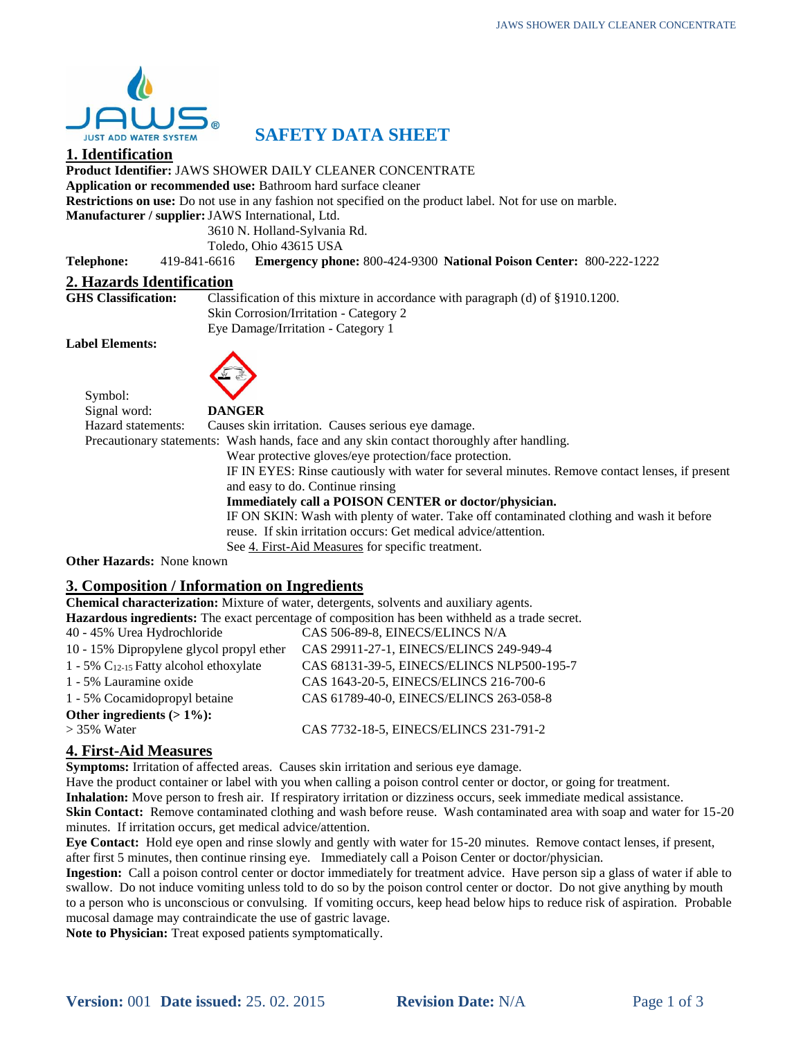# SAFETY DATA SHEET

## 1. Identification

**Product Identifier:** JAWS SHOWER DAILY CLEANER CONCENTRATE
**Application or recommended use:** Bathroom hard surface cleaner
**Restrictions on use:** Do not use in any fashion not specified on the product label. Not for use on marble.
**Manufacturer / supplier:** JAWS International, Ltd.
3610 N. Holland-Sylvania Rd.
Toledo, Ohio 43615 USA
**Telephone:** 419-841-6616 **Emergency phone:** 800-424-9300 **National Poison Center:** 800-222-1222

## 2. Hazards Identification

**GHS Classification:** Classification of this mixture in accordance with paragraph (d) of §1910.1200.
Skin Corrosion/Irritation - Category 2
Eye Damage/Irritation - Category 1

**Label Elements:**

Symbol:
Signal word: **DANGER**
Hazard statements: Causes skin irritation. Causes serious eye damage.
Precautionary statements: Wash hands, face and any skin contact thoroughly after handling.
Wear protective gloves/eye protection/face protection.
IF IN EYES: Rinse cautiously with water for several minutes. Remove contact lenses, if present and easy to do. Continue rinsing
**Immediately call a POISON CENTER or doctor/physician.**
IF ON SKIN: Wash with plenty of water. Take off contaminated clothing and wash it before reuse. If skin irritation occurs: Get medical advice/attention.
See 4. First-Aid Measures for specific treatment.

**Other Hazards:** None known

## 3. Composition / Information on Ingredients

**Chemical characterization:** Mixture of water, detergents, solvents and auxiliary agents.
**Hazardous ingredients:** The exact percentage of composition has been withheld as a trade secret.

| Ingredient | CAS / EINECS |
|---|---|
| 40 - 45% Urea Hydrochloride | CAS 506-89-8, EINECS/ELINCS N/A |
| 10 - 15% Dipropylene glycol propyl ether | CAS 29911-27-1, EINECS/ELINCS 249-949-4 |
| 1 - 5% $C_{12-15}$ Fatty alcohol ethoxylate | CAS 68131-39-5, EINECS/ELINCS NLP500-195-7 |
| 1 - 5% Lauramine oxide | CAS 1643-20-5, EINECS/ELINCS 216-700-6 |
| 1 - 5% Cocamidopropyl betaine | CAS 61789-40-0, EINECS/ELINCS 263-058-8 |
| **Other ingredients (> 1%):** | |
| > 35% Water | CAS 7732-18-5, EINECS/ELINCS 231-791-2 |

## 4. First-Aid Measures

**Symptoms:** Irritation of affected areas. Causes skin irritation and serious eye damage.
Have the product container or label with you when calling a poison control center or doctor, or going for treatment.
**Inhalation:** Move person to fresh air. If respiratory irritation or dizziness occurs, seek immediate medical assistance.
**Skin Contact:** Remove contaminated clothing and wash before reuse. Wash contaminated area with soap and water for 15-20 minutes. If irritation occurs, get medical advice/attention.
**Eye Contact:** Hold eye open and rinse slowly and gently with water for 15-20 minutes. Remove contact lenses, if present, after first 5 minutes, then continue rinsing eye. Immediately call a Poison Center or doctor/physician.
**Ingestion:** Call a poison control center or doctor immediately for treatment advice. Have person sip a glass of water if able to swallow. Do not induce vomiting unless told to do so by the poison control center or doctor. Do not give anything by mouth to a person who is unconscious or convulsing. If vomiting occurs, keep head below hips to reduce risk of aspiration. Probable mucosal damage may contraindicate the use of gastric lavage.
**Note to Physician:** Treat exposed patients symptomatically.

**Version:** 001 **Date issued:** 25. 02. 2015 **Revision Date:** N/A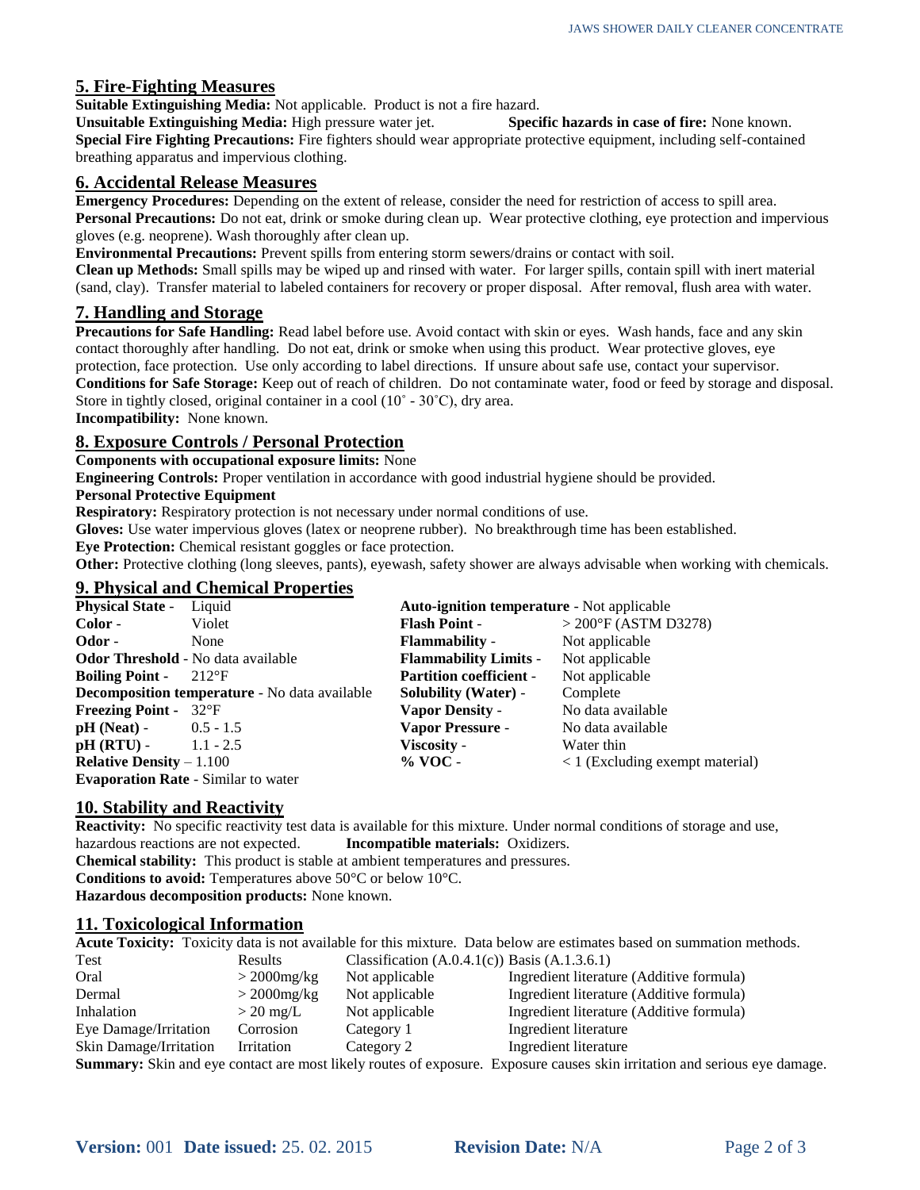## 5. Fire-Fighting Measures

**Suitable Extinguishing Media:** Not applicable. Product is not a fire hazard.
**Unsuitable Extinguishing Media:** High pressure water jet. **Specific hazards in case of fire:** None known.
**Special Fire Fighting Precautions:** Fire fighters should wear appropriate protective equipment, including self-contained breathing apparatus and impervious clothing.

## 6. Accidental Release Measures

**Emergency Procedures:** Depending on the extent of release, consider the need for restriction of access to spill area.
**Personal Precautions:** Do not eat, drink or smoke during clean up. Wear protective clothing, eye protection and impervious gloves (e.g. neoprene). Wash thoroughly after clean up.
**Environmental Precautions:** Prevent spills from entering storm sewers/drains or contact with soil.
**Clean up Methods:** Small spills may be wiped up and rinsed with water. For larger spills, contain spill with inert material (sand, clay). Transfer material to labeled containers for recovery or proper disposal. After removal, flush area with water.

## 7. Handling and Storage

**Precautions for Safe Handling:** Read label before use. Avoid contact with skin or eyes. Wash hands, face and any skin contact thoroughly after handling. Do not eat, drink or smoke when using this product. Wear protective gloves, eye protection, face protection. Use only according to label directions. If unsure about safe use, contact your supervisor.
**Conditions for Safe Storage:** Keep out of reach of children. Do not contaminate water, food or feed by storage and disposal. Store in tightly closed, original container in a cool (10˚ - 30˚C), dry area.
**Incompatibility:** None known.

## 8. Exposure Controls / Personal Protection

**Components with occupational exposure limits:** None
**Engineering Controls:** Proper ventilation in accordance with good industrial hygiene should be provided.
**Personal Protective Equipment**
**Respiratory:** Respiratory protection is not necessary under normal conditions of use.
**Gloves:** Use water impervious gloves (latex or neoprene rubber). No breakthrough time has been established.
**Eye Protection:** Chemical resistant goggles or face protection.
**Other:** Protective clothing (long sleeves, pants), eyewash, safety shower are always advisable when working with chemicals.

## 9. Physical and Chemical Properties

**Physical State** - Liquid
**Color** - Violet
**Odor** - None
**Odor Threshold** - No data available
**Boiling Point** - 212°F
**Decomposition temperature** - No data available
**Freezing Point** - 32°F
**pH (Neat)** - 0.5 - 1.5
**pH (RTU)** - 1.1 - 2.5
**Relative Density** – 1.100
**Evaporation Rate** - Similar to water

**Auto-ignition temperature** - Not applicable
**Flash Point** - > 200°F (ASTM D3278)
**Flammability** - Not applicable
**Flammability Limits** - Not applicable
**Partition coefficient** - Not applicable
**Solubility (Water)** - Complete
**Vapor Density** - No data available
**Vapor Pressure** - No data available
**Viscosity** - Water thin
**% VOC** - < 1 (Excluding exempt material)

## 10. Stability and Reactivity

**Reactivity:** No specific reactivity test data is available for this mixture. Under normal conditions of storage and use, hazardous reactions are not expected. **Incompatible materials:** Oxidizers.
**Chemical stability:** This product is stable at ambient temperatures and pressures.
**Conditions to avoid:** Temperatures above 50°C or below 10°C.
**Hazardous decomposition products:** None known.

## 11. Toxicological Information

**Acute Toxicity:** Toxicity data is not available for this mixture. Data below are estimates based on summation methods.

| Test | Results | Classification (A.0.4.1(c)) | Basis (A.1.3.6.1) |
|---|---|---|---|
| Oral | > 2000mg/kg | Not applicable | Ingredient literature (Additive formula) |
| Dermal | > 2000mg/kg | Not applicable | Ingredient literature (Additive formula) |
| Inhalation | > 20 mg/L | Not applicable | Ingredient literature (Additive formula) |
| Eye Damage/Irritation | Corrosion | Category 1 | Ingredient literature |
| Skin Damage/Irritation | Irritation | Category 2 | Ingredient literature |

**Summary:** Skin and eye contact are most likely routes of exposure. Exposure causes skin irritation and serious eye damage.

**Version:** 001 **Date issued:** 25. 02. 2015 **Revision Date:** N/A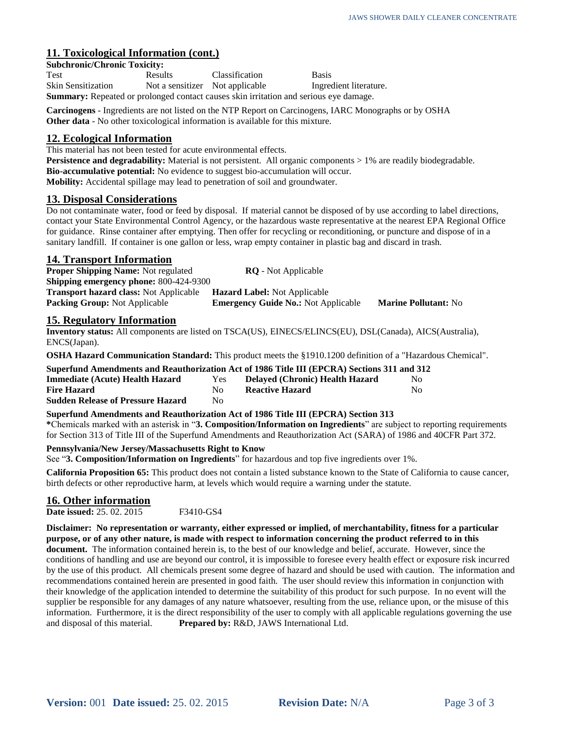## 11. Toxicological Information (cont.)

**Subchronic/Chronic Toxicity:**

| Test | Results | Classification | Basis |
|---|---|---|---|
| Skin Sensitization | Not a sensitizer | Not applicable | Ingredient literature. |

**Summary:** Repeated or prolonged contact causes skin irritation and serious eye damage.

**Carcinogens** - Ingredients are not listed on the NTP Report on Carcinogens, IARC Monographs or by OSHA
**Other data** - No other toxicological information is available for this mixture.

## 12. Ecological Information

This material has not been tested for acute environmental effects.
**Persistence and degradability:** Material is not persistent. All organic components > 1% are readily biodegradable.
**Bio-accumulative potential:** No evidence to suggest bio-accumulation will occur.
**Mobility:** Accidental spillage may lead to penetration of soil and groundwater.

## 13. Disposal Considerations

Do not contaminate water, food or feed by disposal. If material cannot be disposed of by use according to label directions, contact your State Environmental Control Agency, or the hazardous waste representative at the nearest EPA Regional Office for guidance. Rinse container after emptying. Then offer for recycling or reconditioning, or puncture and dispose of in a sanitary landfill. If container is one gallon or less, wrap empty container in plastic bag and discard in trash.

## 14. Transport Information

**Proper Shipping Name:** Not regulated  **RQ** - Not Applicable
**Shipping emergency phone:** 800-424-9300
**Transport hazard class:** Not Applicable  **Hazard Label:** Not Applicable
**Packing Group:** Not Applicable  **Emergency Guide No.:** Not Applicable  **Marine Pollutant:** No

## 15. Regulatory Information

**Inventory status:** All components are listed on TSCA(US), EINECS/ELINCS(EU), DSL(Canada), AICS(Australia), ENCS(Japan).

**OSHA Hazard Communication Standard:** This product meets the §1910.1200 definition of a "Hazardous Chemical".

**Superfund Amendments and Reauthorization Act of 1986 Title III (EPCRA) Sections 311 and 312**

| | | | |
|---|---|---|---|
| **Immediate (Acute) Health Hazard** | Yes | **Delayed (Chronic) Health Hazard** | No |
| **Fire Hazard** | No | **Reactive Hazard** | No |
| **Sudden Release of Pressure Hazard** | No | | |

**Superfund Amendments and Reauthorization Act of 1986 Title III (EPCRA) Section 313**
*Chemicals marked with an asterisk in "**3. Composition/Information on Ingredients**" are subject to reporting requirements for Section 313 of Title III of the Superfund Amendments and Reauthorization Act (SARA) of 1986 and 40CFR Part 372.

**Pennsylvania/New Jersey/Massachusetts Right to Know**
See "**3. Composition/Information on Ingredients**" for hazardous and top five ingredients over 1%.

**California Proposition 65:** This product does not contain a listed substance known to the State of California to cause cancer, birth defects or other reproductive harm, at levels which would require a warning under the statute.

## 16. Other information

**Date issued:** 25. 02. 2015  F3410-GS4

**Disclaimer: No representation or warranty, either expressed or implied, of merchantability, fitness for a particular purpose, or of any other nature, is made with respect to information concerning the product referred to in this document.** The information contained herein is, to the best of our knowledge and belief, accurate. However, since the conditions of handling and use are beyond our control, it is impossible to foresee every health effect or exposure risk incurred by the use of this product. All chemicals present some degree of hazard and should be used with caution. The information and recommendations contained herein are presented in good faith. The user should review this information in conjunction with their knowledge of the application intended to determine the suitability of this product for such purpose. In no event will the supplier be responsible for any damages of any nature whatsoever, resulting from the use, reliance upon, or the misuse of this information. Furthermore, it is the direct responsibility of the user to comply with all applicable regulations governing the use and disposal of this material. **Prepared by:** R&D, JAWS International Ltd.

**Version:** 001 **Date issued:** 25. 02. 2015 **Revision Date:** N/A